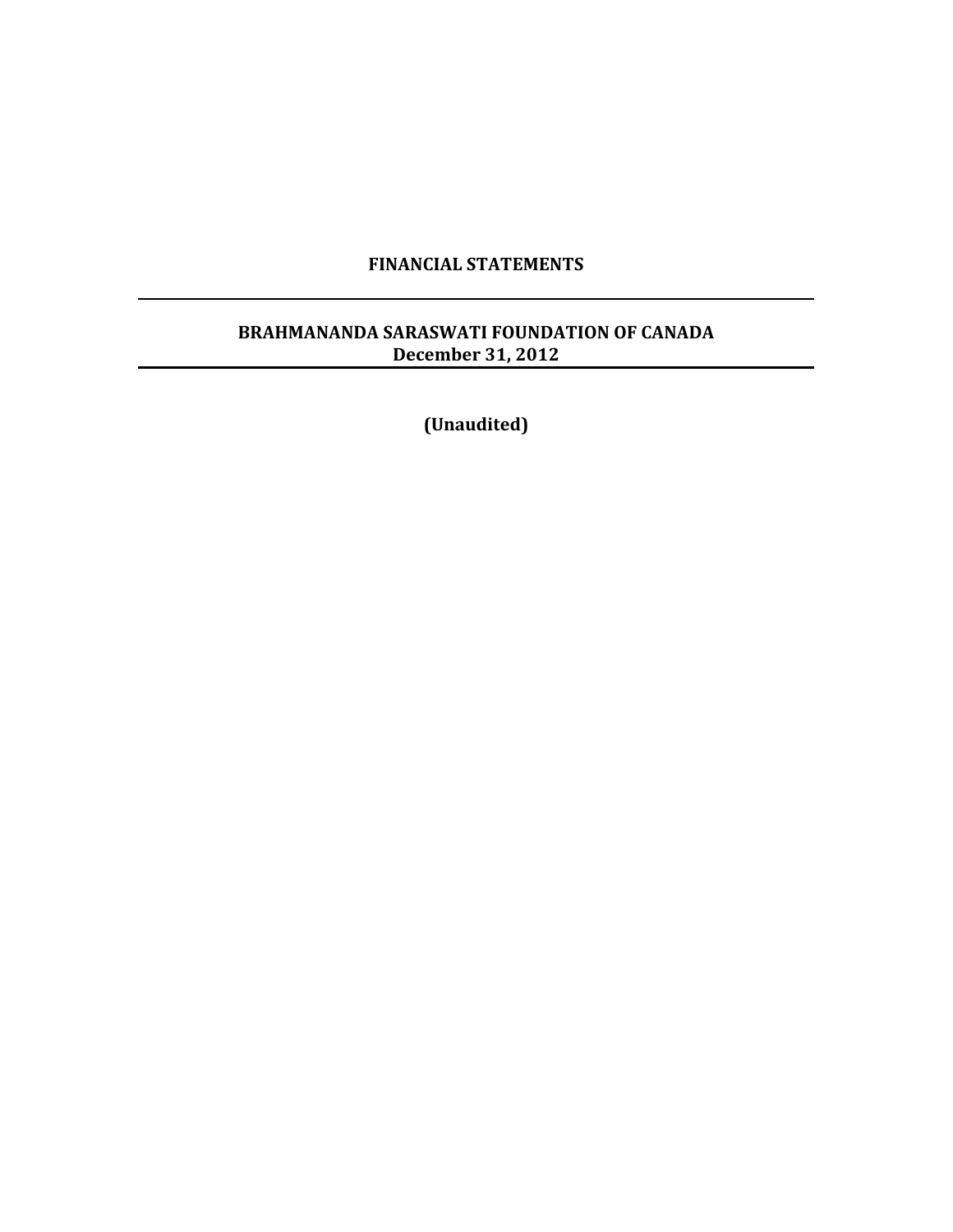# FINANCIAL STATEMENTS

---

## BRAHMANANDA SARASWATI FOUNDATION OF CANADA
**December 31, 2012**

---

**(Unaudited)**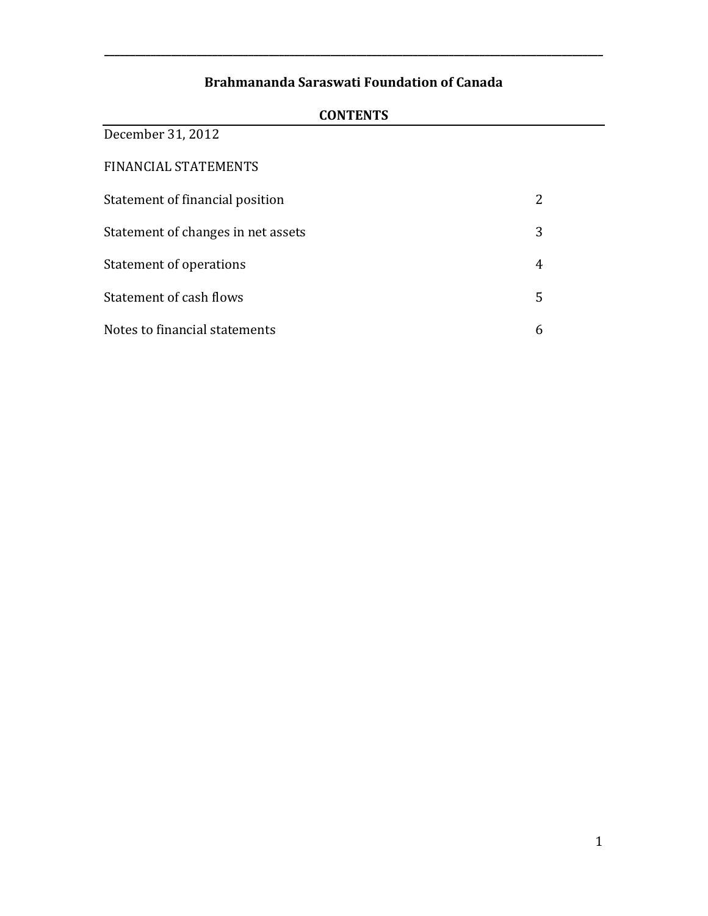# Brahmananda Saraswati Foundation of Canada

## CONTENTS

December 31, 2012

FINANCIAL STATEMENTS

| | |
|---|---|
| Statement of financial position | 2 |
| Statement of changes in net assets | 3 |
| Statement of operations | 4 |
| Statement of cash flows | 5 |
| Notes to financial statements | 6 |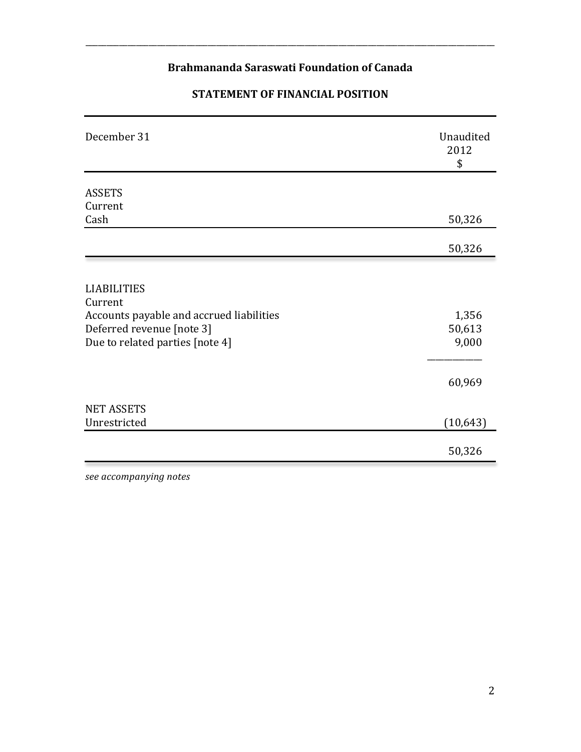**Brahmananda Saraswati Foundation of Canada**

**STATEMENT OF FINANCIAL POSITION**

| December 31 | Unaudited 2012 $ |
|---|---|
| ASSETS | |
| Current | |
| Cash | 50,326 |
| | 50,326 |
| | |
| LIABILITIES | |
| Current | |
| Accounts payable and accrued liabilities | 1,356 |
| Deferred revenue [note 3] | 50,613 |
| Due to related parties [note 4] | 9,000 |
| | 60,969 |
| NET ASSETS | |
| Unrestricted | (10,643) |
| | 50,326 |

*see accompanying notes*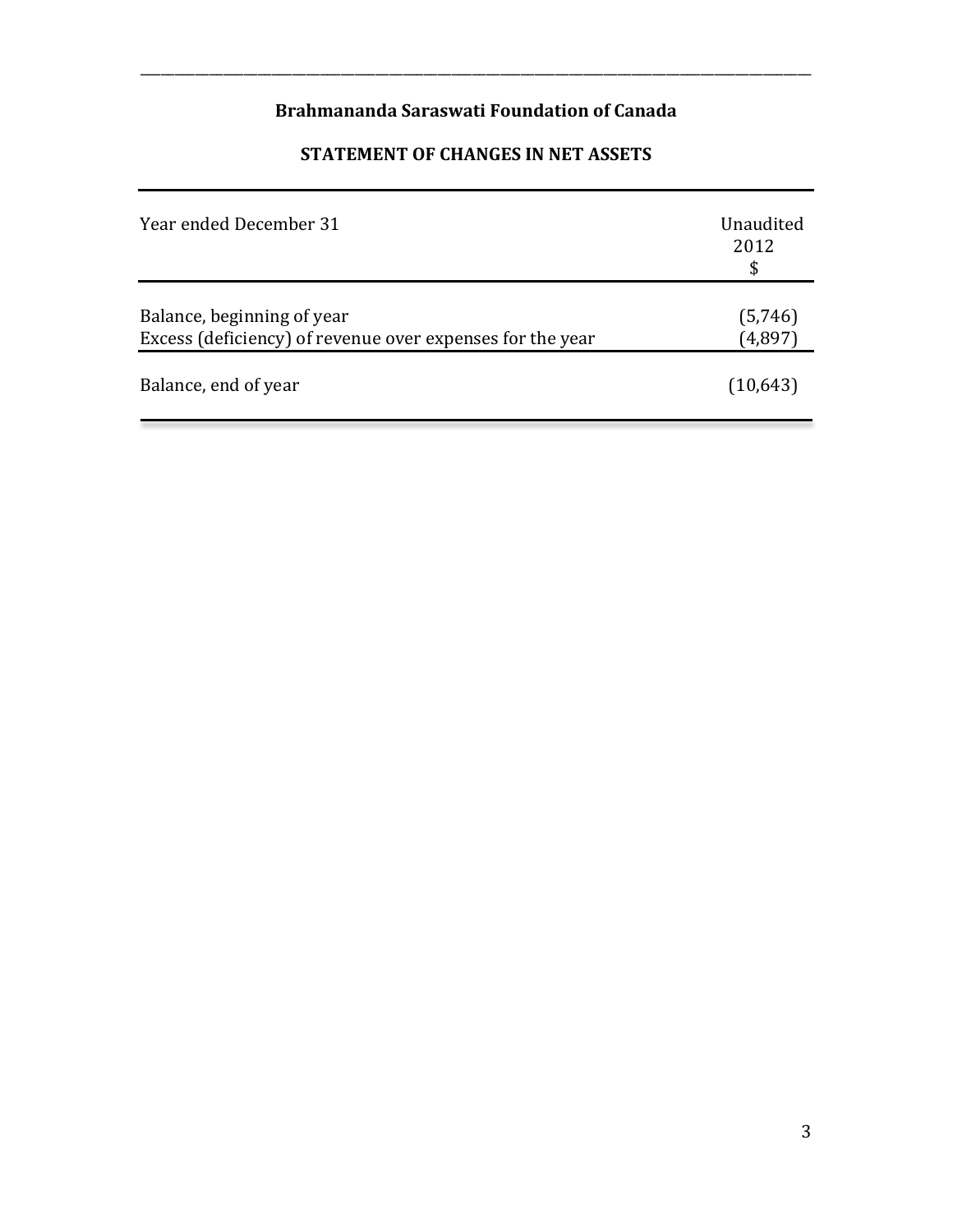## Brahmananda Saraswati Foundation of Canada

### STATEMENT OF CHANGES IN NET ASSETS

| Year ended December 31 | Unaudited 2012 $ |
|---|---|
| Balance, beginning of year | (5,746) |
| Excess (deficiency) of revenue over expenses for the year | (4,897) |
| Balance, end of year | (10,643) |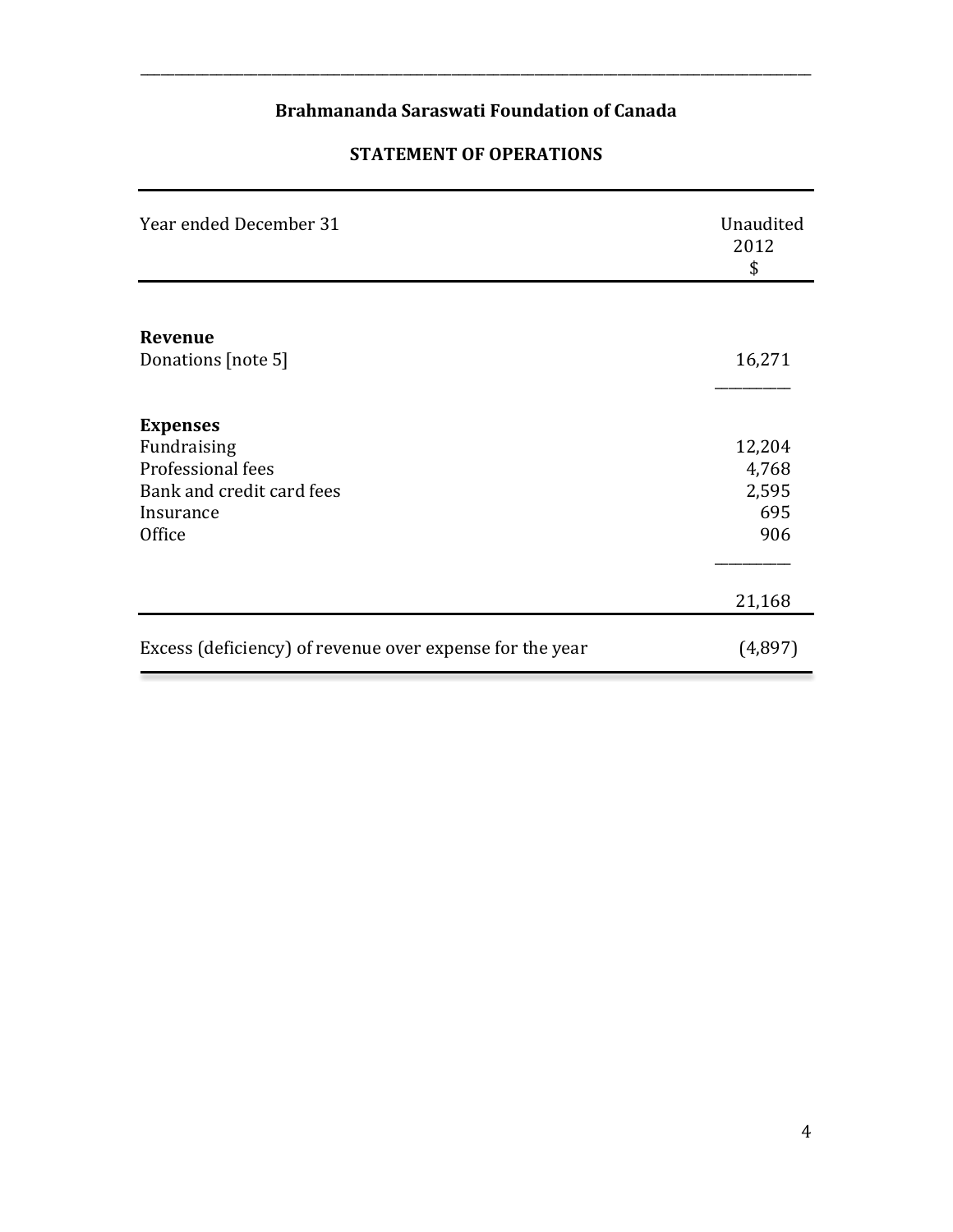## Brahmananda Saraswati Foundation of Canada

## STATEMENT OF OPERATIONS

| Year ended December 31 | Unaudited 2012 $ |
|---|---|
| **Revenue** | |
| Donations [note 5] | 16,271 |
| **Expenses** | |
| Fundraising | 12,204 |
| Professional fees | 4,768 |
| Bank and credit card fees | 2,595 |
| Insurance | 695 |
| Office | 906 |
| | 21,168 |
| Excess (deficiency) of revenue over expense for the year | (4,897) |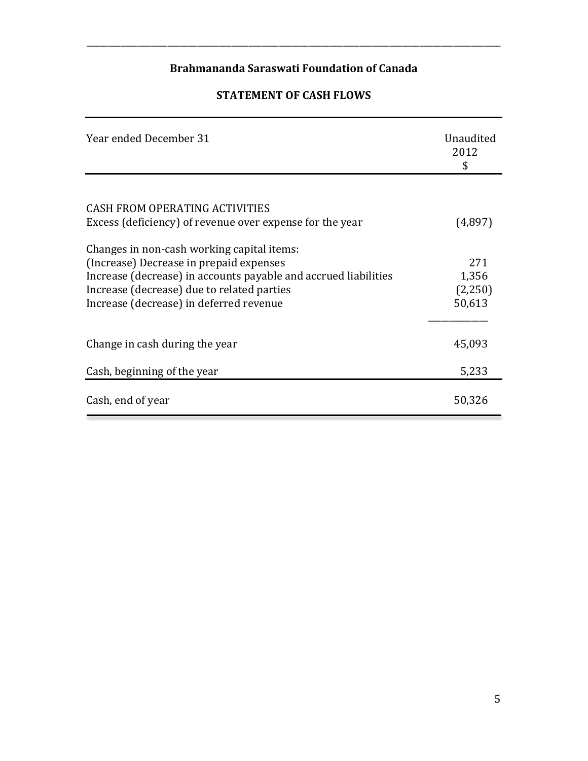## Brahmananda Saraswati Foundation of Canada

## STATEMENT OF CASH FLOWS

| Year ended December 31 | Unaudited<br>2012<br>$ |
|---|---|
| CASH FROM OPERATING ACTIVITIES | |
| Excess (deficiency) of revenue over expense for the year | (4,897) |
| Changes in non-cash working capital items: | |
| (Increase) Decrease in prepaid expenses | 271 |
| Increase (decrease) in accounts payable and accrued liabilities | 1,356 |
| Increase (decrease) due to related parties | (2,250) |
| Increase (decrease) in deferred revenue | 50,613 |
| Change in cash during the year | 45,093 |
| Cash, beginning of the year | 5,233 |
| Cash, end of year | 50,326 |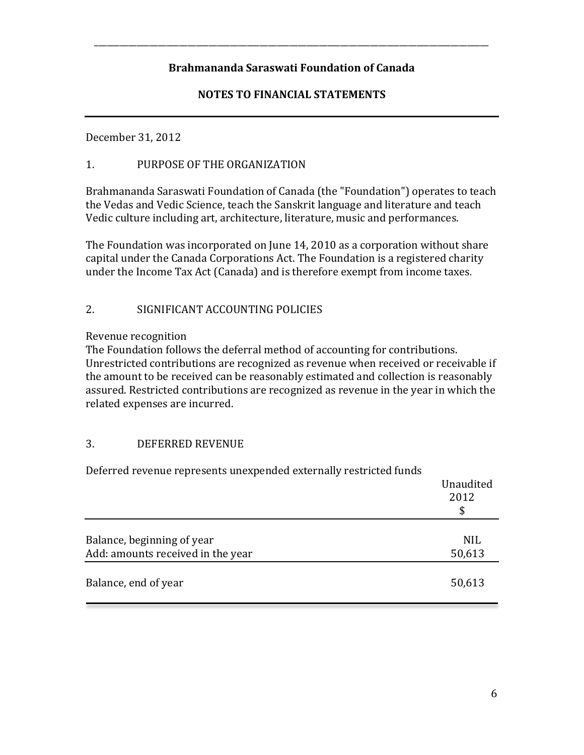**Brahmananda Saraswati Foundation of Canada**

**NOTES TO FINANCIAL STATEMENTS**

December 31, 2012

1. PURPOSE OF THE ORGANIZATION

Brahmananda Saraswati Foundation of Canada (the "Foundation") operates to teach the Vedas and Vedic Science, teach the Sanskrit language and literature and teach Vedic culture including art, architecture, literature, music and performances.

The Foundation was incorporated on June 14, 2010 as a corporation without share capital under the Canada Corporations Act. The Foundation is a registered charity under the Income Tax Act (Canada) and is therefore exempt from income taxes.

2. SIGNIFICANT ACCOUNTING POLICIES

Revenue recognition

The Foundation follows the deferral method of accounting for contributions. Unrestricted contributions are recognized as revenue when received or receivable if the amount to be received can be reasonably estimated and collection is reasonably assured. Restricted contributions are recognized as revenue in the year in which the related expenses are incurred.

3. DEFERRED REVENUE

Deferred revenue represents unexpended externally restricted funds

| | Unaudited 2012 $ |
|---|---|
| Balance, beginning of year | NIL |
| Add: amounts received in the year | 50,613 |
| Balance, end of year | 50,613 |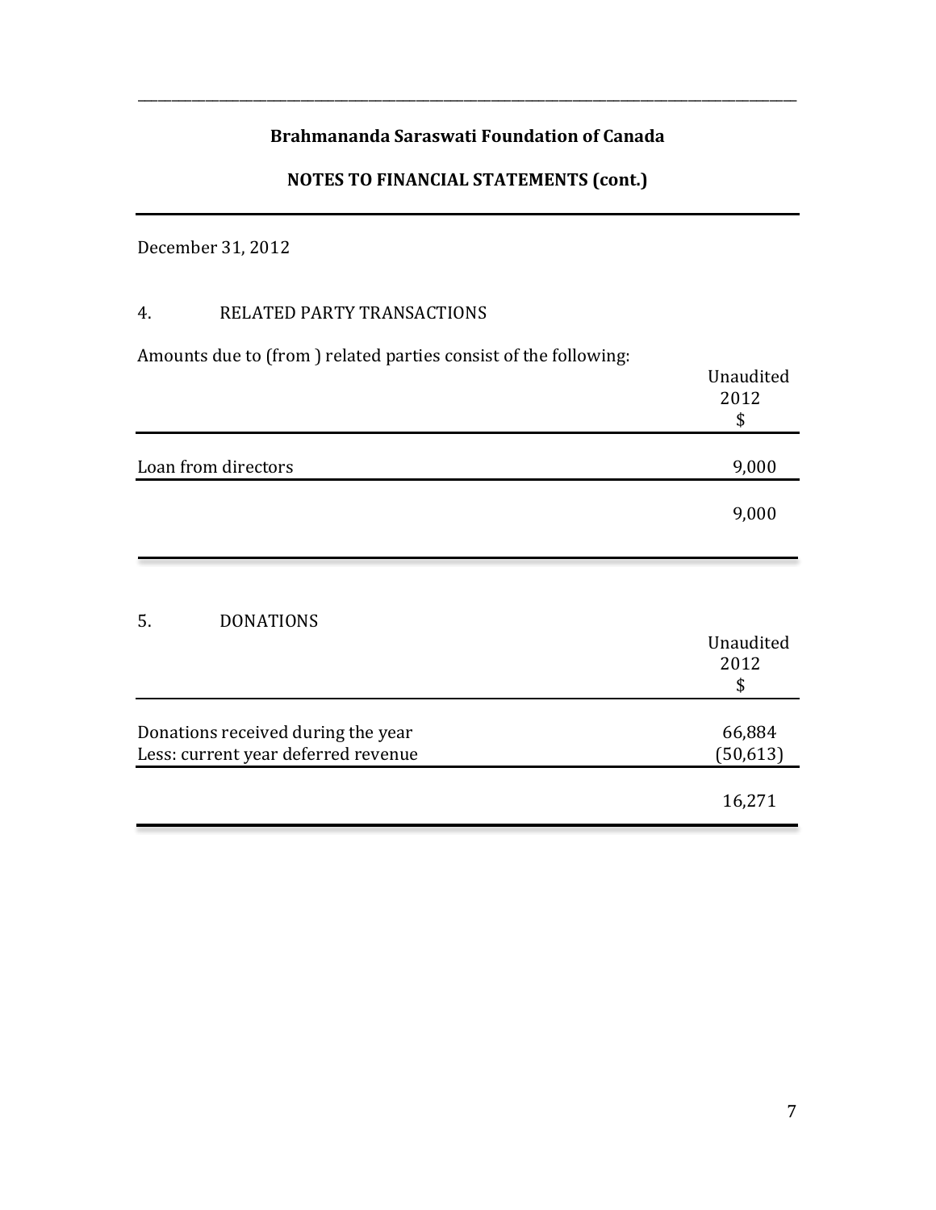## Brahmananda Saraswati Foundation of Canada

### NOTES TO FINANCIAL STATEMENTS (cont.)

December 31, 2012

4. RELATED PARTY TRANSACTIONS

Amounts due to (from ) related parties consist of the following:

| | Unaudited 2012 $ |
|---|---|
| Loan from directors | 9,000 |
| | 9,000 |

5. DONATIONS

| | Unaudited 2012 $ |
|---|---|
| Donations received during the year | 66,884 |
| Less: current year deferred revenue | (50,613) |
| | 16,271 |